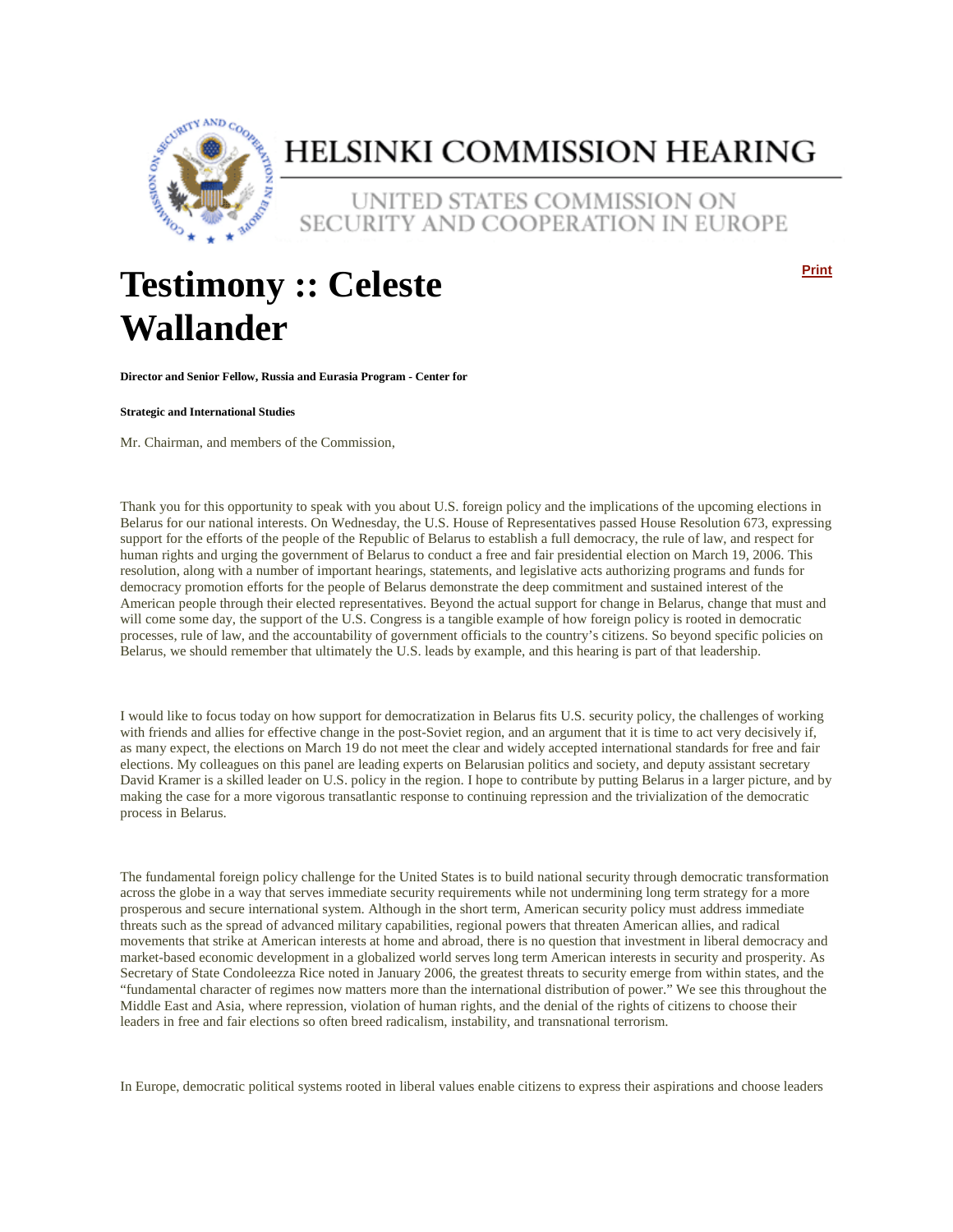# HELSINKI COMMISSION HEARING

UNITED STATES COMMISSION ON SECURITY AND COOPERATION IN EUROPE

# Testimony :: Celeste Wallander

**Director and Senior Fellow, Russia and Eurasia Program - Center for**

**Strategic and International Studies**

Mr. Chairman, and members of the Commission,

Thank you for this opportunity to speak with you about U.S. foreign policy and the implications of the upcoming elections in Belarus for our national interests. On Wednesday, the U.S. House of Representatives passed House Resolution 673, expressing support for the efforts of the people of the Republic of Belarus to establish a full democracy, the rule of law, and respect for human rights and urging the government of Belarus to conduct a free and fair presidential election on March 19, 2006. This resolution, along with a number of important hearings, statements, and legislative acts authorizing programs and funds for democracy promotion efforts for the people of Belarus demonstrate the deep commitment and sustained interest of the American people through their elected representatives. Beyond the actual support for change in Belarus, change that must and will come some day, the support of the U.S. Congress is a tangible example of how foreign policy is rooted in democratic processes, rule of law, and the accountability of government officials to the country's citizens. So beyond specific policies on Belarus, we should remember that ultimately the U.S. leads by example, and this hearing is part of that leadership.

I would like to focus today on how support for democratization in Belarus fits U.S. security policy, the challenges of working with friends and allies for effective change in the post-Soviet region, and an argument that it is time to act very decisively if, as many expect, the elections on March 19 do not meet the clear and widely accepted international standards for free and fair elections. My colleagues on this panel are leading experts on Belarusian politics and society, and deputy assistant secretary David Kramer is a skilled leader on U.S. policy in the region. I hope to contribute by putting Belarus in a larger picture, and by making the case for a more vigorous transatlantic response to continuing repression and the trivialization of the democratic process in Belarus.

The fundamental foreign policy challenge for the United States is to build national security through democratic transformation across the globe in a way that serves immediate security requirements while not undermining long term strategy for a more prosperous and secure international system. Although in the short term, American security policy must address immediate threats such as the spread of advanced military capabilities, regional powers that threaten American allies, and radical movements that strike at American interests at home and abroad, there is no question that investment in liberal democracy and market-based economic development in a globalized world serves long term American interests in security and prosperity. As Secretary of State Condoleezza Rice noted in January 2006, the greatest threats to security emerge from within states, and the "fundamental character of regimes now matters more than the international distribution of power." We see this throughout the Middle East and Asia, where repression, violation of human rights, and the denial of the rights of citizens to choose their leaders in free and fair elections so often breed radicalism, instability, and transnational terrorism.

In Europe, democratic political systems rooted in liberal values enable citizens to express their aspirations and choose leaders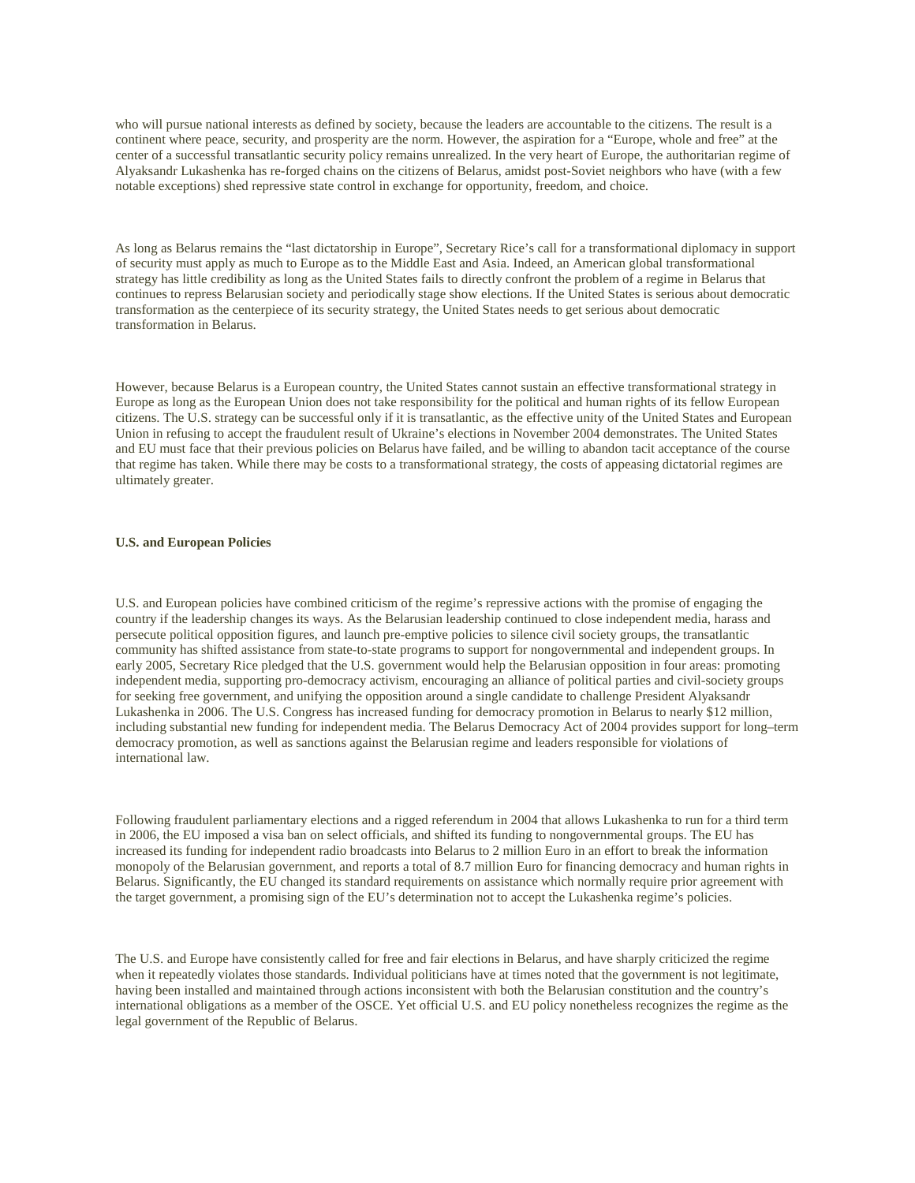who will pursue national interests as defined by society, because the leaders are accountable to the citizens. The result is a continent where peace, security, and prosperity are the norm. However, the aspiration for a "Europe, whole and free" at the center of a successful transatlantic security policy remains unrealized. In the very heart of Europe, the authoritarian regime of Alyaksandr Lukashenka has re-forged chains on the citizens of Belarus, amidst post-Soviet neighbors who have (with a few notable exceptions) shed repressive state control in exchange for opportunity, freedom, and choice.

As long as Belarus remains the "last dictatorship in Europe", Secretary Rice's call for a transformational diplomacy in support of security must apply as much to Europe as to the Middle East and Asia. Indeed, an American global transformational strategy has little credibility as long as the United States fails to directly confront the problem of a regime in Belarus that continues to repress Belarusian society and periodically stage show elections. If the United States is serious about democratic transformation as the centerpiece of its security strategy, the United States needs to get serious about democratic transformation in Belarus.

However, because Belarus is a European country, the United States cannot sustain an effective transformational strategy in Europe as long as the European Union does not take responsibility for the political and human rights of its fellow European citizens. The U.S. strategy can be successful only if it is transatlantic, as the effective unity of the United States and European Union in refusing to accept the fraudulent result of Ukraine's elections in November 2004 demonstrates. The United States and EU must face that their previous policies on Belarus have failed, and be willing to abandon tacit acceptance of the course that regime has taken. While there may be costs to a transformational strategy, the costs of appeasing dictatorial regimes are ultimately greater.

**U.S. and European Policies**

U.S. and European policies have combined criticism of the regime's repressive actions with the promise of engaging the country if the leadership changes its ways. As the Belarusian leadership continued to close independent media, harass and persecute political opposition figures, and launch pre-emptive policies to silence civil society groups, the transatlantic community has shifted assistance from state-to-state programs to support for nongovernmental and independent groups. In early 2005, Secretary Rice pledged that the U.S. government would help the Belarusian opposition in four areas: promoting independent media, supporting pro-democracy activism, encouraging an alliance of political parties and civil-society groups for seeking free government, and unifying the opposition around a single candidate to challenge President Alyaksandr Lukashenka in 2006. The U.S. Congress has increased funding for democracy promotion in Belarus to nearly $12 million, including substantial new funding for independent media. The Belarus Democracy Act of 2004 provides support for long–term democracy promotion, as well as sanctions against the Belarusian regime and leaders responsible for violations of international law.

Following fraudulent parliamentary elections and a rigged referendum in 2004 that allows Lukashenka to run for a third term in 2006, the EU imposed a visa ban on select officials, and shifted its funding to nongovernmental groups. The EU has increased its funding for independent radio broadcasts into Belarus to 2 million Euro in an effort to break the information monopoly of the Belarusian government, and reports a total of 8.7 million Euro for financing democracy and human rights in Belarus. Significantly, the EU changed its standard requirements on assistance which normally require prior agreement with the target government, a promising sign of the EU's determination not to accept the Lukashenka regime's policies.

The U.S. and Europe have consistently called for free and fair elections in Belarus, and have sharply criticized the regime when it repeatedly violates those standards. Individual politicians have at times noted that the government is not legitimate, having been installed and maintained through actions inconsistent with both the Belarusian constitution and the country's international obligations as a member of the OSCE. Yet official U.S. and EU policy nonetheless recognizes the regime as the legal government of the Republic of Belarus.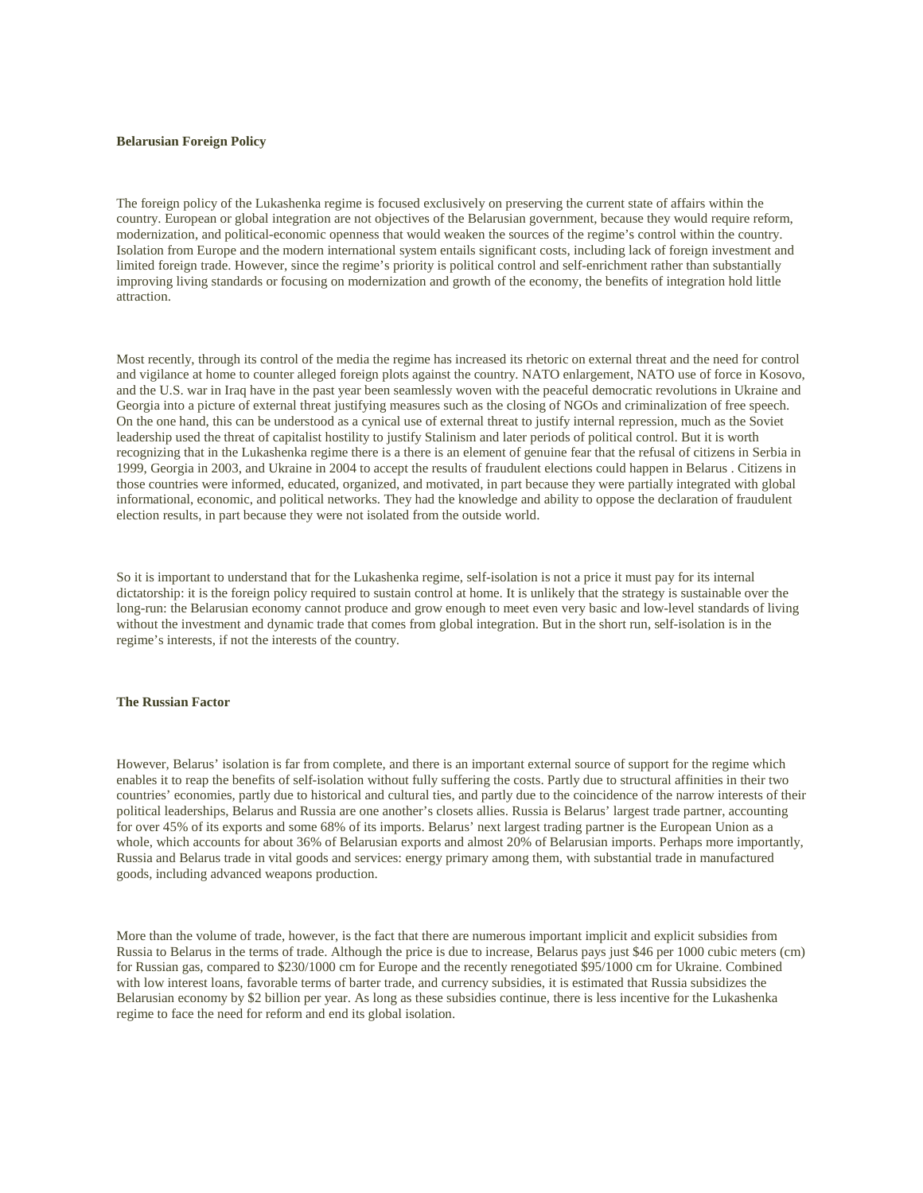**Belarusian Foreign Policy**

The foreign policy of the Lukashenka regime is focused exclusively on preserving the current state of affairs within the country. European or global integration are not objectives of the Belarusian government, because they would require reform, modernization, and political-economic openness that would weaken the sources of the regime's control within the country. Isolation from Europe and the modern international system entails significant costs, including lack of foreign investment and limited foreign trade. However, since the regime's priority is political control and self-enrichment rather than substantially improving living standards or focusing on modernization and growth of the economy, the benefits of integration hold little attraction.

Most recently, through its control of the media the regime has increased its rhetoric on external threat and the need for control and vigilance at home to counter alleged foreign plots against the country. NATO enlargement, NATO use of force in Kosovo, and the U.S. war in Iraq have in the past year been seamlessly woven with the peaceful democratic revolutions in Ukraine and Georgia into a picture of external threat justifying measures such as the closing of NGOs and criminalization of free speech. On the one hand, this can be understood as a cynical use of external threat to justify internal repression, much as the Soviet leadership used the threat of capitalist hostility to justify Stalinism and later periods of political control. But it is worth recognizing that in the Lukashenka regime there is a there is an element of genuine fear that the refusal of citizens in Serbia in 1999, Georgia in 2003, and Ukraine in 2004 to accept the results of fraudulent elections could happen in Belarus . Citizens in those countries were informed, educated, organized, and motivated, in part because they were partially integrated with global informational, economic, and political networks. They had the knowledge and ability to oppose the declaration of fraudulent election results, in part because they were not isolated from the outside world.

So it is important to understand that for the Lukashenka regime, self-isolation is not a price it must pay for its internal dictatorship: it is the foreign policy required to sustain control at home. It is unlikely that the strategy is sustainable over the long-run: the Belarusian economy cannot produce and grow enough to meet even very basic and low-level standards of living without the investment and dynamic trade that comes from global integration. But in the short run, self-isolation is in the regime's interests, if not the interests of the country.

**The Russian Factor**

However, Belarus' isolation is far from complete, and there is an important external source of support for the regime which enables it to reap the benefits of self-isolation without fully suffering the costs. Partly due to structural affinities in their two countries' economies, partly due to historical and cultural ties, and partly due to the coincidence of the narrow interests of their political leaderships, Belarus and Russia are one another's closets allies. Russia is Belarus' largest trade partner, accounting for over 45% of its exports and some 68% of its imports. Belarus' next largest trading partner is the European Union as a whole, which accounts for about 36% of Belarusian exports and almost 20% of Belarusian imports. Perhaps more importantly, Russia and Belarus trade in vital goods and services: energy primary among them, with substantial trade in manufactured goods, including advanced weapons production.

More than the volume of trade, however, is the fact that there are numerous important implicit and explicit subsidies from Russia to Belarus in the terms of trade. Although the price is due to increase, Belarus pays just $46 per 1000 cubic meters (cm) for Russian gas, compared to $230/1000 cm for Europe and the recently renegotiated $95/1000 cm for Ukraine. Combined with low interest loans, favorable terms of barter trade, and currency subsidies, it is estimated that Russia subsidizes the Belarusian economy by $2 billion per year. As long as these subsidies continue, there is less incentive for the Lukashenka regime to face the need for reform and end its global isolation.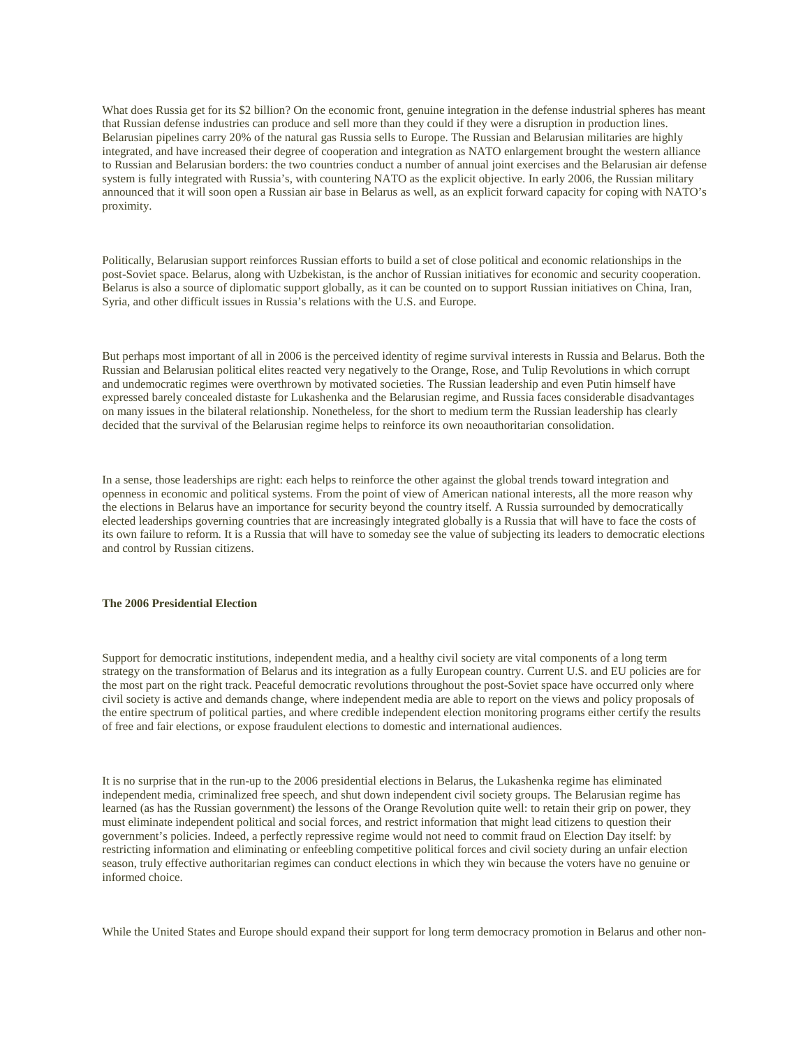What does Russia get for its $2 billion? On the economic front, genuine integration in the defense industrial spheres has meant that Russian defense industries can produce and sell more than they could if they were a disruption in production lines. Belarusian pipelines carry 20% of the natural gas Russia sells to Europe. The Russian and Belarusian militaries are highly integrated, and have increased their degree of cooperation and integration as NATO enlargement brought the western alliance to Russian and Belarusian borders: the two countries conduct a number of annual joint exercises and the Belarusian air defense system is fully integrated with Russia's, with countering NATO as the explicit objective. In early 2006, the Russian military announced that it will soon open a Russian air base in Belarus as well, as an explicit forward capacity for coping with NATO's proximity.

Politically, Belarusian support reinforces Russian efforts to build a set of close political and economic relationships in the post-Soviet space. Belarus, along with Uzbekistan, is the anchor of Russian initiatives for economic and security cooperation. Belarus is also a source of diplomatic support globally, as it can be counted on to support Russian initiatives on China, Iran, Syria, and other difficult issues in Russia's relations with the U.S. and Europe.

But perhaps most important of all in 2006 is the perceived identity of regime survival interests in Russia and Belarus. Both the Russian and Belarusian political elites reacted very negatively to the Orange, Rose, and Tulip Revolutions in which corrupt and undemocratic regimes were overthrown by motivated societies. The Russian leadership and even Putin himself have expressed barely concealed distaste for Lukashenka and the Belarusian regime, and Russia faces considerable disadvantages on many issues in the bilateral relationship. Nonetheless, for the short to medium term the Russian leadership has clearly decided that the survival of the Belarusian regime helps to reinforce its own neoauthoritarian consolidation.

In a sense, those leaderships are right: each helps to reinforce the other against the global trends toward integration and openness in economic and political systems. From the point of view of American national interests, all the more reason why the elections in Belarus have an importance for security beyond the country itself. A Russia surrounded by democratically elected leaderships governing countries that are increasingly integrated globally is a Russia that will have to face the costs of its own failure to reform. It is a Russia that will have to someday see the value of subjecting its leaders to democratic elections and control by Russian citizens.

**The 2006 Presidential Election**

Support for democratic institutions, independent media, and a healthy civil society are vital components of a long term strategy on the transformation of Belarus and its integration as a fully European country. Current U.S. and EU policies are for the most part on the right track. Peaceful democratic revolutions throughout the post-Soviet space have occurred only where civil society is active and demands change, where independent media are able to report on the views and policy proposals of the entire spectrum of political parties, and where credible independent election monitoring programs either certify the results of free and fair elections, or expose fraudulent elections to domestic and international audiences.

It is no surprise that in the run-up to the 2006 presidential elections in Belarus, the Lukashenka regime has eliminated independent media, criminalized free speech, and shut down independent civil society groups. The Belarusian regime has learned (as has the Russian government) the lessons of the Orange Revolution quite well: to retain their grip on power, they must eliminate independent political and social forces, and restrict information that might lead citizens to question their government's policies. Indeed, a perfectly repressive regime would not need to commit fraud on Election Day itself: by restricting information and eliminating or enfeebling competitive political forces and civil society during an unfair election season, truly effective authoritarian regimes can conduct elections in which they win because the voters have no genuine or informed choice.

While the United States and Europe should expand their support for long term democracy promotion in Belarus and other non-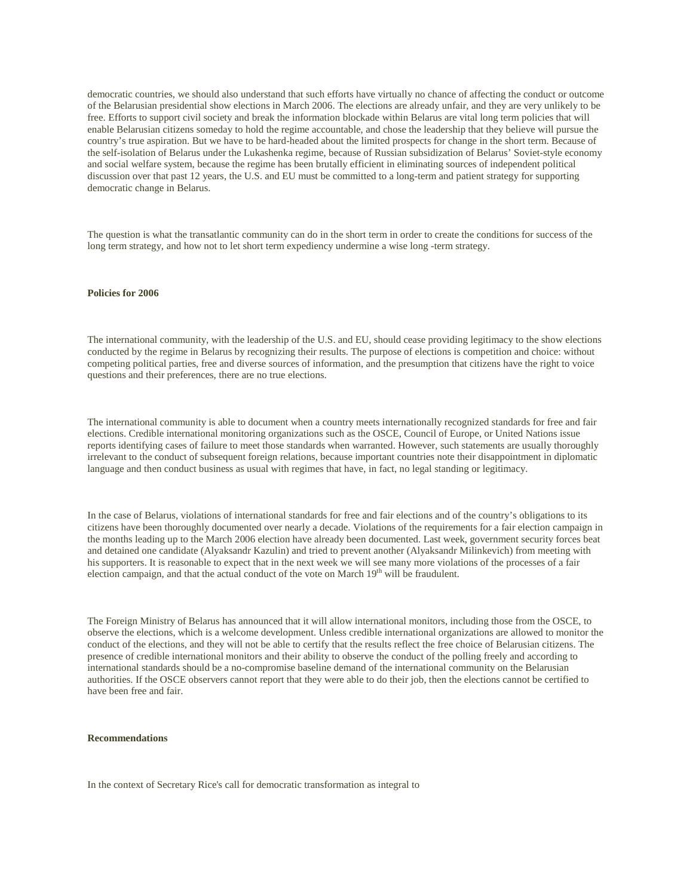democratic countries, we should also understand that such efforts have virtually no chance of affecting the conduct or outcome of the Belarusian presidential show elections in March 2006. The elections are already unfair, and they are very unlikely to be free. Efforts to support civil society and break the information blockade within Belarus are vital long term policies that will enable Belarusian citizens someday to hold the regime accountable, and chose the leadership that they believe will pursue the country's true aspiration. But we have to be hard-headed about the limited prospects for change in the short term. Because of the self-isolation of Belarus under the Lukashenka regime, because of Russian subsidization of Belarus' Soviet-style economy and social welfare system, because the regime has been brutally efficient in eliminating sources of independent political discussion over that past 12 years, the U.S. and EU must be committed to a long-term and patient strategy for supporting democratic change in Belarus.

The question is what the transatlantic community can do in the short term in order to create the conditions for success of the long term strategy, and how not to let short term expediency undermine a wise long -term strategy.

**Policies for 2006**

The international community, with the leadership of the U.S. and EU, should cease providing legitimacy to the show elections conducted by the regime in Belarus by recognizing their results. The purpose of elections is competition and choice: without competing political parties, free and diverse sources of information, and the presumption that citizens have the right to voice questions and their preferences, there are no true elections.

The international community is able to document when a country meets internationally recognized standards for free and fair elections. Credible international monitoring organizations such as the OSCE, Council of Europe, or United Nations issue reports identifying cases of failure to meet those standards when warranted. However, such statements are usually thoroughly irrelevant to the conduct of subsequent foreign relations, because important countries note their disappointment in diplomatic language and then conduct business as usual with regimes that have, in fact, no legal standing or legitimacy.

In the case of Belarus, violations of international standards for free and fair elections and of the country's obligations to its citizens have been thoroughly documented over nearly a decade. Violations of the requirements for a fair election campaign in the months leading up to the March 2006 election have already been documented. Last week, government security forces beat and detained one candidate (Alyaksandr Kazulin) and tried to prevent another (Alyaksandr Milinkevich) from meeting with his supporters. It is reasonable to expect that in the next week we will see many more violations of the processes of a fair election campaign, and that the actual conduct of the vote on March 19th will be fraudulent.

The Foreign Ministry of Belarus has announced that it will allow international monitors, including those from the OSCE, to observe the elections, which is a welcome development. Unless credible international organizations are allowed to monitor the conduct of the elections, and they will not be able to certify that the results reflect the free choice of Belarusian citizens. The presence of credible international monitors and their ability to observe the conduct of the polling freely and according to international standards should be a no-compromise baseline demand of the international community on the Belarusian authorities. If the OSCE observers cannot report that they were able to do their job, then the elections cannot be certified to have been free and fair.

**Recommendations**

In the context of Secretary Rice's call for democratic transformation as integral to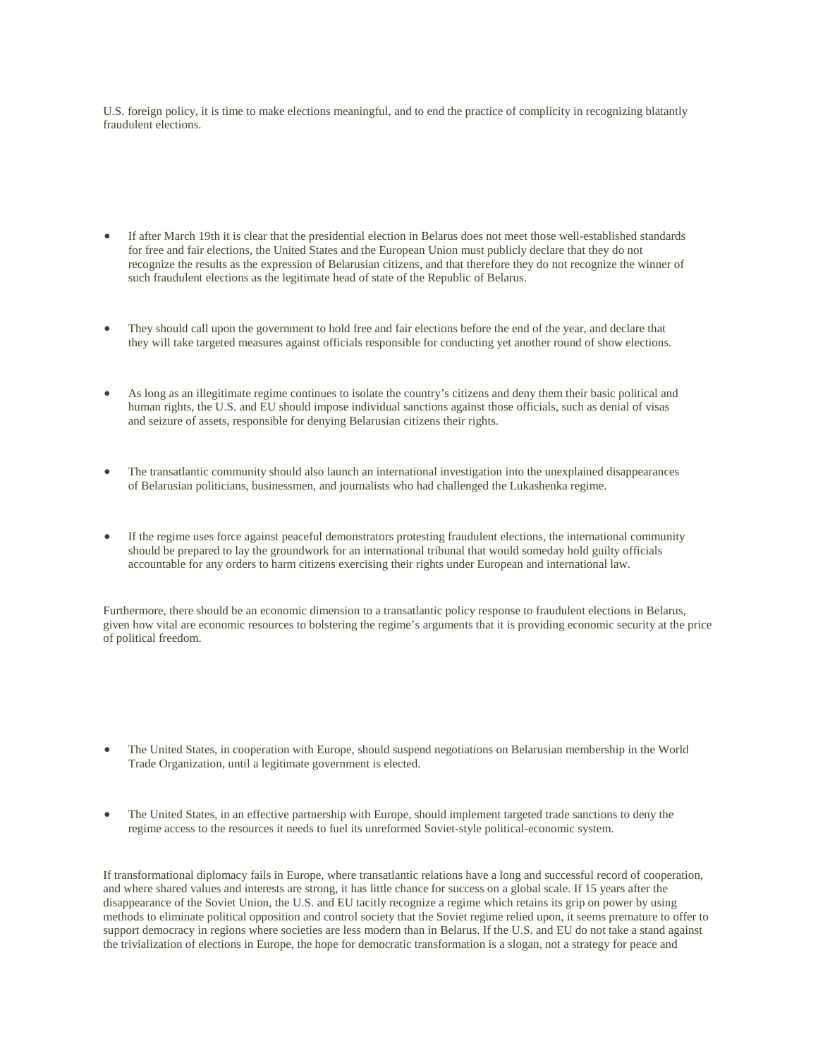U.S. foreign policy, it is time to make elections meaningful, and to end the practice of complicity in recognizing blatantly fraudulent elections.

- If after March 19th it is clear that the presidential election in Belarus does not meet those well-established standards for free and fair elections, the United States and the European Union must publicly declare that they do not recognize the results as the expression of Belarusian citizens, and that therefore they do not recognize the winner of such fraudulent elections as the legitimate head of state of the Republic of Belarus.

- They should call upon the government to hold free and fair elections before the end of the year, and declare that they will take targeted measures against officials responsible for conducting yet another round of show elections.

- As long as an illegitimate regime continues to isolate the country's citizens and deny them their basic political and human rights, the U.S. and EU should impose individual sanctions against those officials, such as denial of visas and seizure of assets, responsible for denying Belarusian citizens their rights.

- The transatlantic community should also launch an international investigation into the unexplained disappearances of Belarusian politicians, businessmen, and journalists who had challenged the Lukashenka regime.

- If the regime uses force against peaceful demonstrators protesting fraudulent elections, the international community should be prepared to lay the groundwork for an international tribunal that would someday hold guilty officials accountable for any orders to harm citizens exercising their rights under European and international law.

Furthermore, there should be an economic dimension to a transatlantic policy response to fraudulent elections in Belarus, given how vital are economic resources to bolstering the regime's arguments that it is providing economic security at the price of political freedom.

- The United States, in cooperation with Europe, should suspend negotiations on Belarusian membership in the World Trade Organization, until a legitimate government is elected.

- The United States, in an effective partnership with Europe, should implement targeted trade sanctions to deny the regime access to the resources it needs to fuel its unreformed Soviet-style political-economic system.

If transformational diplomacy fails in Europe, where transatlantic relations have a long and successful record of cooperation, and where shared values and interests are strong, it has little chance for success on a global scale. If 15 years after the disappearance of the Soviet Union, the U.S. and EU tacitly recognize a regime which retains its grip on power by using methods to eliminate political opposition and control society that the Soviet regime relied upon, it seems premature to offer to support democracy in regions where societies are less modern than in Belarus. If the U.S. and EU do not take a stand against the trivialization of elections in Europe, the hope for democratic transformation is a slogan, not a strategy for peace and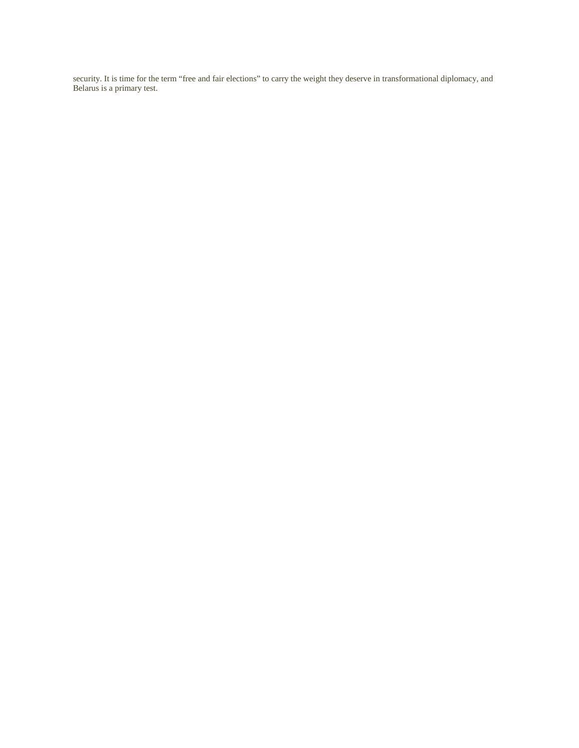security. It is time for the term “free and fair elections” to carry the weight they deserve in transformational diplomacy, and Belarus is a primary test.